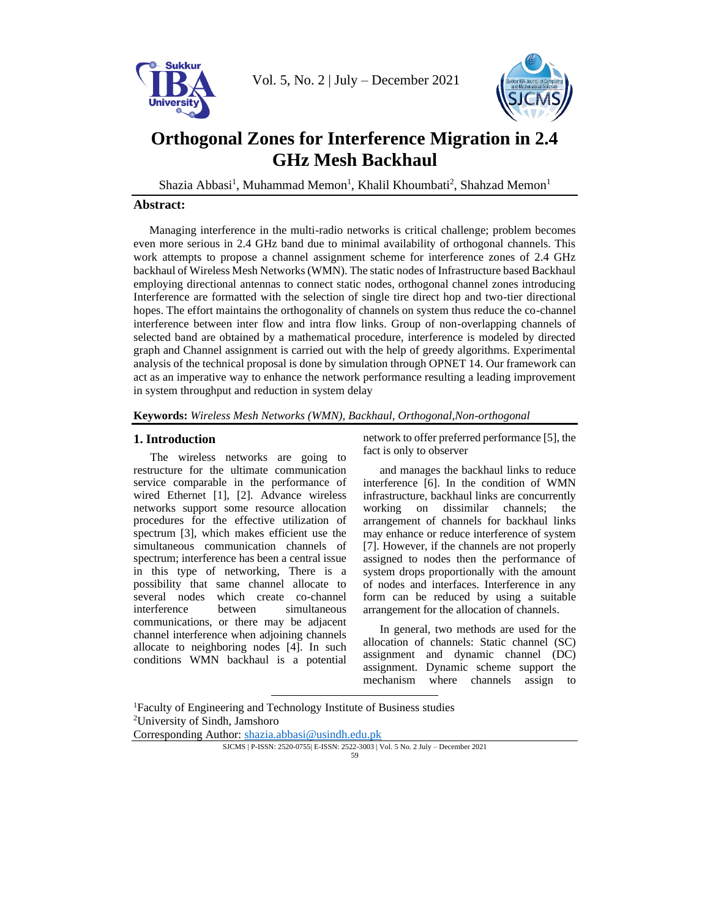# Orthogonal Zones for Interference Migration in 2.4 GHz Mesh Backhaul

Shazia Abbasi[1], Muhammad Memon[1], Khalil Khoumbati[2], Shahzad Memon[1]

## Abstract:

Managing interference in the multi-radio networks is critical challenge; problem becomes even more serious in 2.4 GHz band due to minimal availability of orthogonal channels. This work attempts to propose a channel assignment scheme for interference zones of 2.4 GHz backhaul of Wireless Mesh Networks (WMN). The static nodes of Infrastructure based Backhaul employing directional antennas to connect static nodes, orthogonal channel zones introducing Interference are formatted with the selection of single tire direct hop and two-tier directional hopes. The effort maintains the orthogonality of channels on system thus reduce the co-channel interference between inter flow and intra flow links. Group of non-overlapping channels of selected band are obtained by a mathematical procedure, interference is modeled by directed graph and Channel assignment is carried out with the help of greedy algorithms. Experimental analysis of the technical proposal is done by simulation through OPNET 14. Our framework can act as an imperative way to enhance the network performance resulting a leading improvement in system throughput and reduction in system delay

**Keywords:** *Wireless Mesh Networks (WMN), Backhaul, Orthogonal,Non-orthogonal*

## 1. Introduction

The wireless networks are going to restructure for the ultimate communication service comparable in the performance of wired Ethernet [1], [2]. Advance wireless networks support some resource allocation procedures for the effective utilization of spectrum [3], which makes efficient use the simultaneous communication channels of spectrum; interference has been a central issue in this type of networking, There is a possibility that same channel allocate to several nodes which create co-channel interference between simultaneous communications, or there may be adjacent channel interference when adjoining channels allocate to neighboring nodes [4]. In such conditions WMN backhaul is a potential network to offer preferred performance [5], the fact is only to observer

and manages the backhaul links to reduce interference [6]. In the condition of WMN infrastructure, backhaul links are concurrently working on dissimilar channels; the arrangement of channels for backhaul links may enhance or reduce interference of system [7]. However, if the channels are not properly assigned to nodes then the performance of system drops proportionally with the amount of nodes and interfaces. Interference in any form can be reduced by using a suitable arrangement for the allocation of channels.

In general, two methods are used for the allocation of channels: Static channel (SC) assignment and dynamic channel (DC) assignment. Dynamic scheme support the mechanism where channels assign to

[1]Faculty of Engineering and Technology Institute of Business studies
[2]University of Sindh, Jamshoro
Corresponding Author: shazia.abbasi@usindh.edu.pk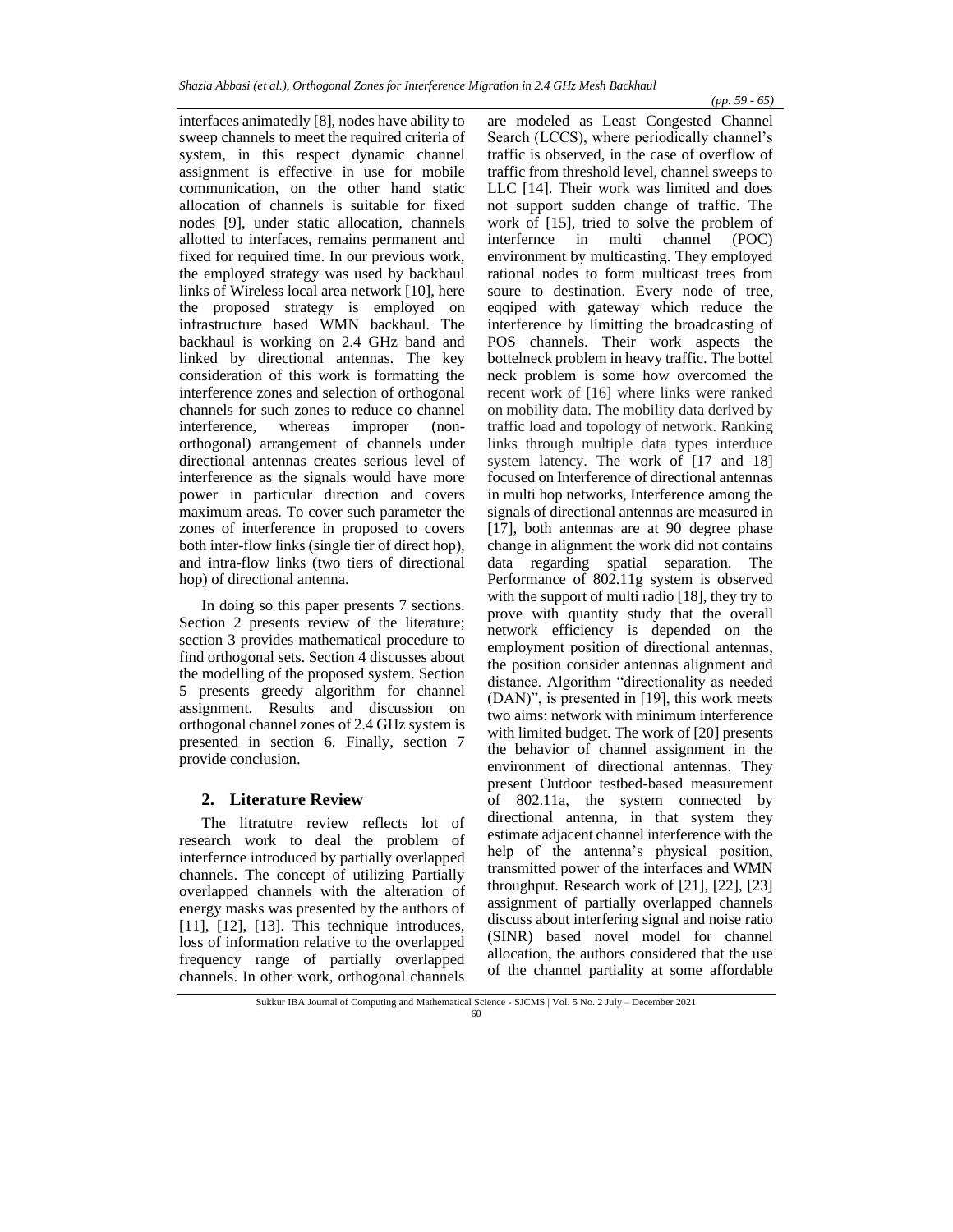interfaces animatedly [8], nodes have ability to sweep channels to meet the required criteria of system, in this respect dynamic channel assignment is effective in use for mobile communication, on the other hand static allocation of channels is suitable for fixed nodes [9], under static allocation, channels allotted to interfaces, remains permanent and fixed for required time. In our previous work, the employed strategy was used by backhaul links of Wireless local area network [10], here the proposed strategy is employed on infrastructure based WMN backhaul. The backhaul is working on 2.4 GHz band and linked by directional antennas. The key consideration of this work is formatting the interference zones and selection of orthogonal channels for such zones to reduce co channel interference, whereas improper (non-orthogonal) arrangement of channels under directional antennas creates serious level of interference as the signals would have more power in particular direction and covers maximum areas. To cover such parameter the zones of interference in proposed to covers both inter-flow links (single tier of direct hop), and intra-flow links (two tiers of directional hop) of directional antenna.

In doing so this paper presents 7 sections. Section 2 presents review of the literature; section 3 provides mathematical procedure to find orthogonal sets. Section 4 discusses about the modelling of the proposed system. Section 5 presents greedy algorithm for channel assignment. Results and discussion on orthogonal channel zones of 2.4 GHz system is presented in section 6. Finally, section 7 provide conclusion.

## 2. Literature Review

The litratutre review reflects lot of research work to deal the problem of interfernce introduced by partially overlapped channels. The concept of utilizing Partially overlapped channels with the alteration of energy masks was presented by the authors of [11], [12], [13]. This technique introduces, loss of information relative to the overlapped frequency range of partially overlapped channels. In other work, orthogonal channels are modeled as Least Congested Channel Search (LCCS), where periodically channel's traffic is observed, in the case of overflow of traffic from threshold level, channel sweeps to LLC [14]. Their work was limited and does not support sudden change of traffic. The work of [15], tried to solve the problem of interfernce in multi channel (POC) environment by multicasting. They employed rational nodes to form multicast trees from soure to destination. Every node of tree, eqqiped with gateway which reduce the interference by limitting the broadcasting of POS channels. Their work aspects the bottelneck problem in heavy traffic. The bottel neck problem is some how overcomed the recent work of [16] where links were ranked on mobility data. The mobility data derived by traffic load and topology of network. Ranking links through multiple data types interduce system latency. The work of [17 and 18] focused on Interference of directional antennas in multi hop networks, Interference among the signals of directional antennas are measured in [17], both antennas are at 90 degree phase change in alignment the work did not contains data regarding spatial separation. The Performance of 802.11g system is observed with the support of multi radio [18], they try to prove with quantity study that the overall network efficiency is depended on the employment position of directional antennas, the position consider antennas alignment and distance. Algorithm "directionality as needed (DAN)", is presented in [19], this work meets two aims: network with minimum interference with limited budget. The work of [20] presents the behavior of channel assignment in the environment of directional antennas. They present Outdoor testbed-based measurement of 802.11a, the system connected by directional antenna, in that system they estimate adjacent channel interference with the help of the antenna's physical position, transmitted power of the interfaces and WMN throughput. Research work of [21], [22], [23] assignment of partially overlapped channels discuss about interfering signal and noise ratio (SINR) based novel model for channel allocation, the authors considered that the use of the channel partiality at some affordable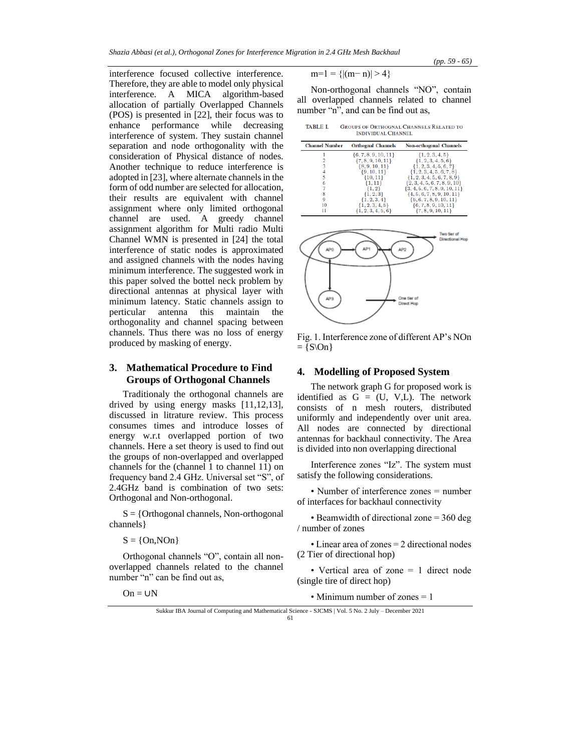interference focused collective interference. Therefore, they are able to model only physical interference. A MICA algorithm-based allocation of partially Overlapped Channels (POS) is presented in [22], their focus was to enhance performance while decreasing interference of system. They sustain channel separation and node orthogonality with the consideration of Physical distance of nodes. Another technique to reduce interference is adopted in [23], where alternate channels in the form of odd number are selected for allocation, their results are equivalent with channel assignment where only limited orthogonal channel are used. A greedy channel assignment algorithm for Multi radio Multi Channel WMN is presented in [24] the total interference of static nodes is approximated and assigned channels with the nodes having minimum interference. The suggested work in this paper solved the bottel neck problem by directional antennas at physical layer with minimum latency. Static channels assign to perticular antenna this maintain the orthogonality and channel spacing between channels. Thus there was no loss of energy produced by masking of energy.

## 3. Mathematical Procedure to Find Groups of Orthogonal Channels

Traditionaly the orthogonal channels are drived by using energy masks [11,12,13], discussed in litrature review. This process consumes times and introduce losses of energy w.r.t overlapped portion of two channels. Here a set theory is used to find out the groups of non-overlapped and overlapped channels for the (channel 1 to channel 11) on frequency band 2.4 GHz. Universal set "S", of 2.4GHz band is combination of two sets: Orthogonal and Non-orthogonal.

S = {Orthogonal channels, Non-orthogonal channels}

$S = \{On, NOn\}$

Orthogonal channels "O", contain all non-overlapped channels related to the channel number "n" can be find out as,

$On = \cup N$

$m{=}1 = \{|(m-n)| > 4\}$

Non-orthogonal channels "NO", contain all overlapped channels related to channel number "n", and can be find out as,

TABLE I. GROUPS OF ORTHOGNAL CHANNELS RELATED TO INDIVIDUAL CHANNEL

| Channel Number | Orthognal Channels | Non-orthogonal Channels |
|---|---|---|
| 1 | {6, 7, 8, 9, 10, 11} | {1, 2, 3, 4, 5} |
| 2 | {7, 8, 9, 10, 11} | {1, 2, 3, 4, 5, 6} |
| 3 | {8, 9, 10, 11} | {1, 2, 3, 4, 5, 6, 7} |
| 4 | {9, 10, 11} | {1, 2, 3, 4, 5, 6, 7, 8} |
| 5 | {10, 11} | {1, 2, 3, 4, 5, 6, 7, 8, 9} |
| 6 | {1, 11} | {2, 3, 4, 5, 6, 7, 8, 9, 10} |
| 7 | {1, 2} | {3, 4, 5, 6, 7, 8, 9, 10, 11} |
| 8 | {1, 2, 3} | {4, 5, 6, 7, 8, 9, 10, 11} |
| 9 | {1, 2, 3, 4} | {5, 6, 7, 8, 9, 10, 11} |
| 10 | {1, 2, 3, 4, 5} | {6, 7, 8, 9, 10, 11} |
| 11 | {1, 2, 3, 4, 5, 6} | {7, 8, 9, 10, 11} |

Fig. 1. Interference zone of different AP's NOn = {S\On}

## 4. Modelling of Proposed System

The network graph G for proposed work is identified as G = (U, V,L). The network consists of n mesh routers, distributed uniformly and independently over unit area. All nodes are connected by directional antennas for backhaul connectivity. The Area is divided into non overlapping directional

Interference zones "Iz". The system must satisfy the following considerations.

- Number of interference zones = number of interfaces for backhaul connectivity
- Beamwidth of directional zone = 360 deg / number of zones
- Linear area of zones = 2 directional nodes (2 Tier of directional hop)
- Vertical area of zone = 1 direct node (single tire of direct hop)
- Minimum number of zones = 1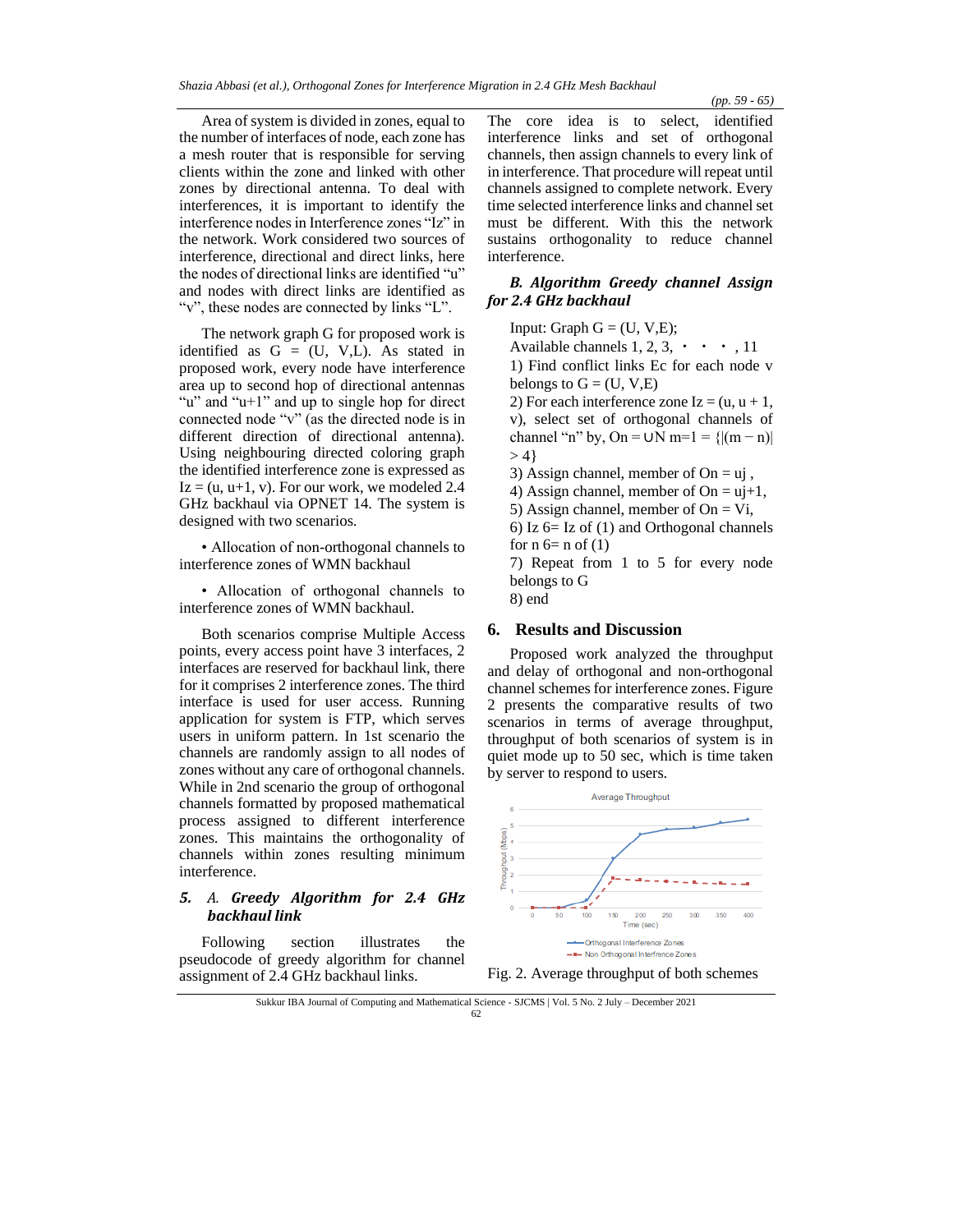Area of system is divided in zones, equal to the number of interfaces of node, each zone has a mesh router that is responsible for serving clients within the zone and linked with other zones by directional antenna. To deal with interferences, it is important to identify the interference nodes in Interference zones "Iz" in the network. Work considered two sources of interference, directional and direct links, here the nodes of directional links are identified "u" and nodes with direct links are identified as "v", these nodes are connected by links "L".

The network graph G for proposed work is identified as G = (U, V,L). As stated in proposed work, every node have interference area up to second hop of directional antennas "u" and "u+1" and up to single hop for direct connected node "v" (as the directed node is in different direction of directional antenna). Using neighbouring directed coloring graph the identified interference zone is expressed as Iz = (u, u+1, v). For our work, we modeled 2.4 GHz backhaul via OPNET 14. The system is designed with two scenarios.

- Allocation of non-orthogonal channels to interference zones of WMN backhaul
- Allocation of orthogonal channels to interference zones of WMN backhaul.

Both scenarios comprise Multiple Access points, every access point have 3 interfaces, 2 interfaces are reserved for backhaul link, there for it comprises 2 interference zones. The third interface is used for user access. Running application for system is FTP, which serves users in uniform pattern. In 1st scenario the channels are randomly assign to all nodes of zones without any care of orthogonal channels. While in 2nd scenario the group of orthogonal channels formatted by proposed mathematical process assigned to different interference zones. This maintains the orthogonality of channels within zones resulting minimum interference.

## 5. A. *Greedy Algorithm for 2.4 GHz backhaul link*

Following section illustrates the pseudocode of greedy algorithm for channel assignment of 2.4 GHz backhaul links.

The core idea is to select, identified interference links and set of orthogonal channels, then assign channels to every link of in interference. That procedure will repeat until channels assigned to complete network. Every time selected interference links and channel set must be different. With this the network sustains orthogonality to reduce channel interference.

### *B. Algorithm Greedy channel Assign for 2.4 GHz backhaul*

Input: Graph G = (U, V,E);
Available channels 1, 2, 3, • • • , 11
1) Find conflict links Ec for each node v belongs to G = (U, V,E)
2) For each interference zone Iz = (u, u + 1, v), select set of orthogonal channels of channel "n" by, $On = \cup N\ m{=}1 = \{|(m - n)| > 4\}$
3) Assign channel, member of On = uj ,
4) Assign channel, member of On = uj+1,
5) Assign channel, member of On = Vi,
6) Iz 6= Iz of (1) and Orthogonal channels for n 6= n of (1)
7) Repeat from 1 to 5 for every node belongs to G
8) end

## 6. Results and Discussion

Proposed work analyzed the throughput and delay of orthogonal and non-orthogonal channel schemes for interference zones. Figure 2 presents the comparative results of two scenarios in terms of average throughput, throughput of both scenarios of system is in quiet mode up to 50 sec, which is time taken by server to respond to users.

Fig. 2. Average throughput of both schemes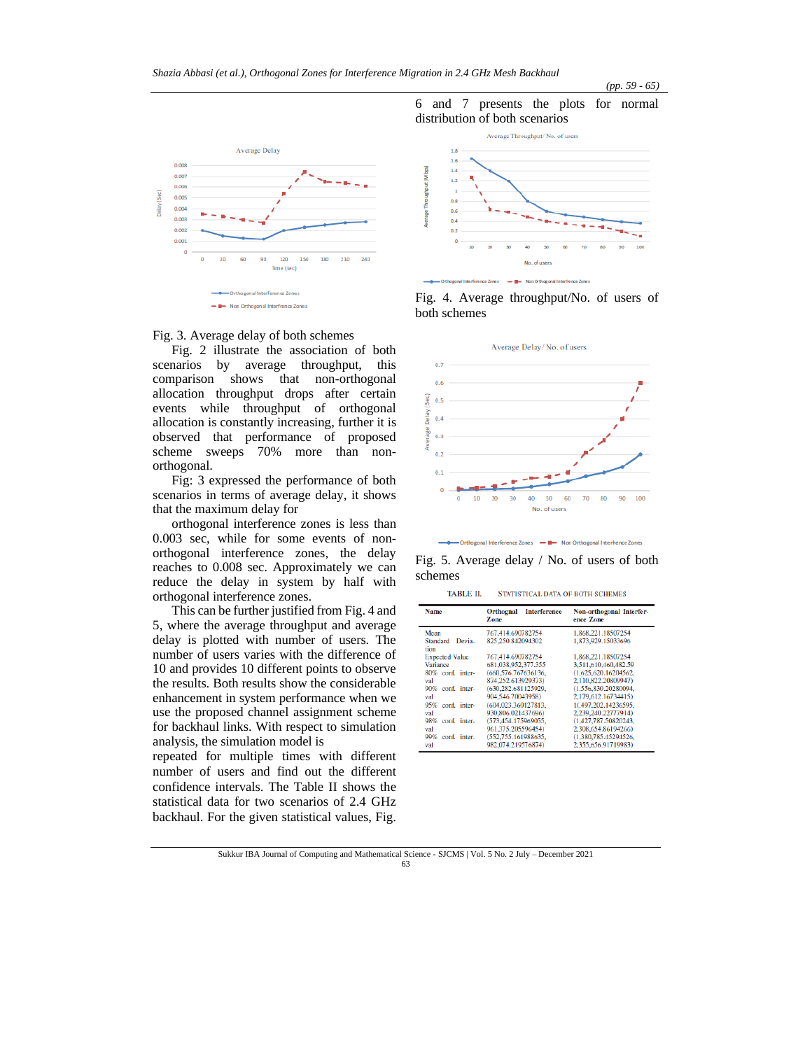Fig. 3. Average delay of both schemes

Fig. 2 illustrate the association of both scenarios by average throughput, this comparison shows that non-orthogonal allocation throughput drops after certain events while throughput of orthogonal allocation is constantly increasing, further it is observed that performance of proposed scheme sweeps 70% more than non-orthogonal.

Fig: 3 expressed the performance of both scenarios in terms of average delay, it shows that the maximum delay for

orthogonal interference zones is less than 0.003 sec, while for some events of non-orthogonal interference zones, the delay reaches to 0.008 sec. Approximately we can reduce the delay in system by half with orthogonal interference zones.

This can be further justified from Fig. 4 and 5, where the average throughput and average delay is plotted with number of users. The number of users varies with the difference of 10 and provides 10 different points to observe the results. Both results show the considerable enhancement in system performance when we use the proposed channel assignment scheme for backhaul links. With respect to simulation analysis, the simulation model is repeated for multiple times with different number of users and find out the different confidence intervals. The Table II shows the statistical data for two scenarios of 2.4 GHz backhaul. For the given statistical values, Fig. 6 and 7 presents the plots for normal distribution of both scenarios

Fig. 4. Average throughput/No. of users of both schemes

Fig. 5. Average delay / No. of users of both schemes

TABLE II. STATISTICAL DATA OF BOTH SCHEMES

| Name | Orthognal Interference Zone | Non-orthogonal Interference Zone |
|---|---|---|
| Mean | 767,414.690782754 | 1,868,221.18507254 |
| Standard Deviation | 825,250.842094302 | 1,873,929.15033696 |
| Expected Value | 767,414.690782754 | 1,868,221.18507254 |
| Variance | 681,038,952,377.355 | 3,511,610,460,482.59 |
| 80% conf. interval | (660,576.767636136, 874,252.613929373) | (1,625,620.16204562, 2,110,822.20809947) |
| 90% conf. interval | (630,282.681125929, 904,546.70043958) | (1,556,830.20280094, 2,179,612.16734415) |
| 95% conf. interval | (604,023.360127813, 930,806.021437696) | (1,497,202.14236595, 2,239,240.22777914) |
| 98% conf. interval | (573,454.175969055, 961,375.205596454) | (1,427,787.50820243, 2,308,654.86194266) |
| 99% conf. interval | (552,755.161988635, 982,074.219576874) | (1,380,785.45294526, 2,355,656.91719983) |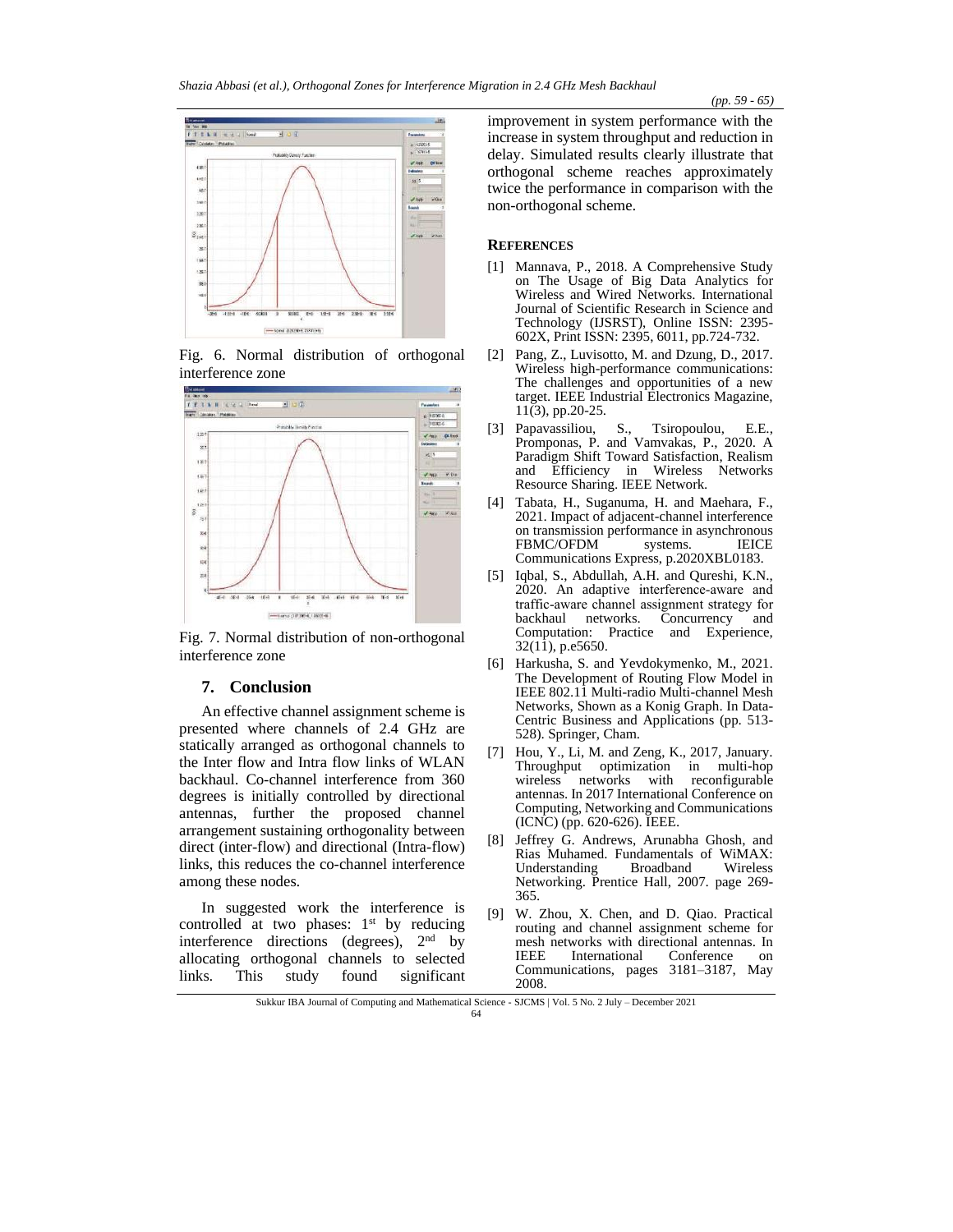Fig. 6. Normal distribution of orthogonal interference zone

Fig. 7. Normal distribution of non-orthogonal interference zone

## 7. Conclusion

An effective channel assignment scheme is presented where channels of 2.4 GHz are statically arranged as orthogonal channels to the Inter flow and Intra flow links of WLAN backhaul. Co-channel interference from 360 degrees is initially controlled by directional antennas, further the proposed channel arrangement sustaining orthogonality between direct (inter-flow) and directional (Intra-flow) links, this reduces the co-channel interference among these nodes.

In suggested work the interference is controlled at two phases: 1st by reducing interference directions (degrees), 2nd by allocating orthogonal channels to selected links. This study found significant improvement in system performance with the increase in system throughput and reduction in delay. Simulated results clearly illustrate that orthogonal scheme reaches approximately twice the performance in comparison with the non-orthogonal scheme.

## REFERENCES

[1] Mannava, P., 2018. A Comprehensive Study on The Usage of Big Data Analytics for Wireless and Wired Networks. International Journal of Scientific Research in Science and Technology (IJSRST), Online ISSN: 2395-602X, Print ISSN: 2395, 6011, pp.724-732.

[2] Pang, Z., Luvisotto, M. and Dzung, D., 2017. Wireless high-performance communications: The challenges and opportunities of a new target. IEEE Industrial Electronics Magazine, 11(3), pp.20-25.

[3] Papavassiliou, S., Tsiropoulou, E.E., Promponas, P. and Vamvakas, P., 2020. A Paradigm Shift Toward Satisfaction, Realism and Efficiency in Wireless Networks Resource Sharing. IEEE Network.

[4] Tabata, H., Suganuma, H. and Maehara, F., 2021. Impact of adjacent-channel interference on transmission performance in asynchronous FBMC/OFDM systems. IEICE Communications Express, p.2020XBL0183.

[5] Iqbal, S., Abdullah, A.H. and Qureshi, K.N., 2020. An adaptive interference-aware and traffic-aware channel assignment strategy for backhaul networks. Concurrency and Computation: Practice and Experience, 32(11), p.e5650.

[6] Harkusha, S. and Yevdokymenko, M., 2021. The Development of Routing Flow Model in IEEE 802.11 Multi-radio Multi-channel Mesh Networks, Shown as a Konig Graph. In Data-Centric Business and Applications (pp. 513-528). Springer, Cham.

[7] Hou, Y., Li, M. and Zeng, K., 2017, January. Throughput optimization in multi-hop wireless networks with reconfigurable antennas. In 2017 International Conference on Computing, Networking and Communications (ICNC) (pp. 620-626). IEEE.

[8] Jeffrey G. Andrews, Arunabha Ghosh, and Rias Muhamed. Fundamentals of WiMAX: Understanding Broadband Wireless Networking. Prentice Hall, 2007. page 269-365.

[9] W. Zhou, X. Chen, and D. Qiao. Practical routing and channel assignment scheme for mesh networks with directional antennas. In IEEE International Conference on Communications, pages 3181–3187, May 2008.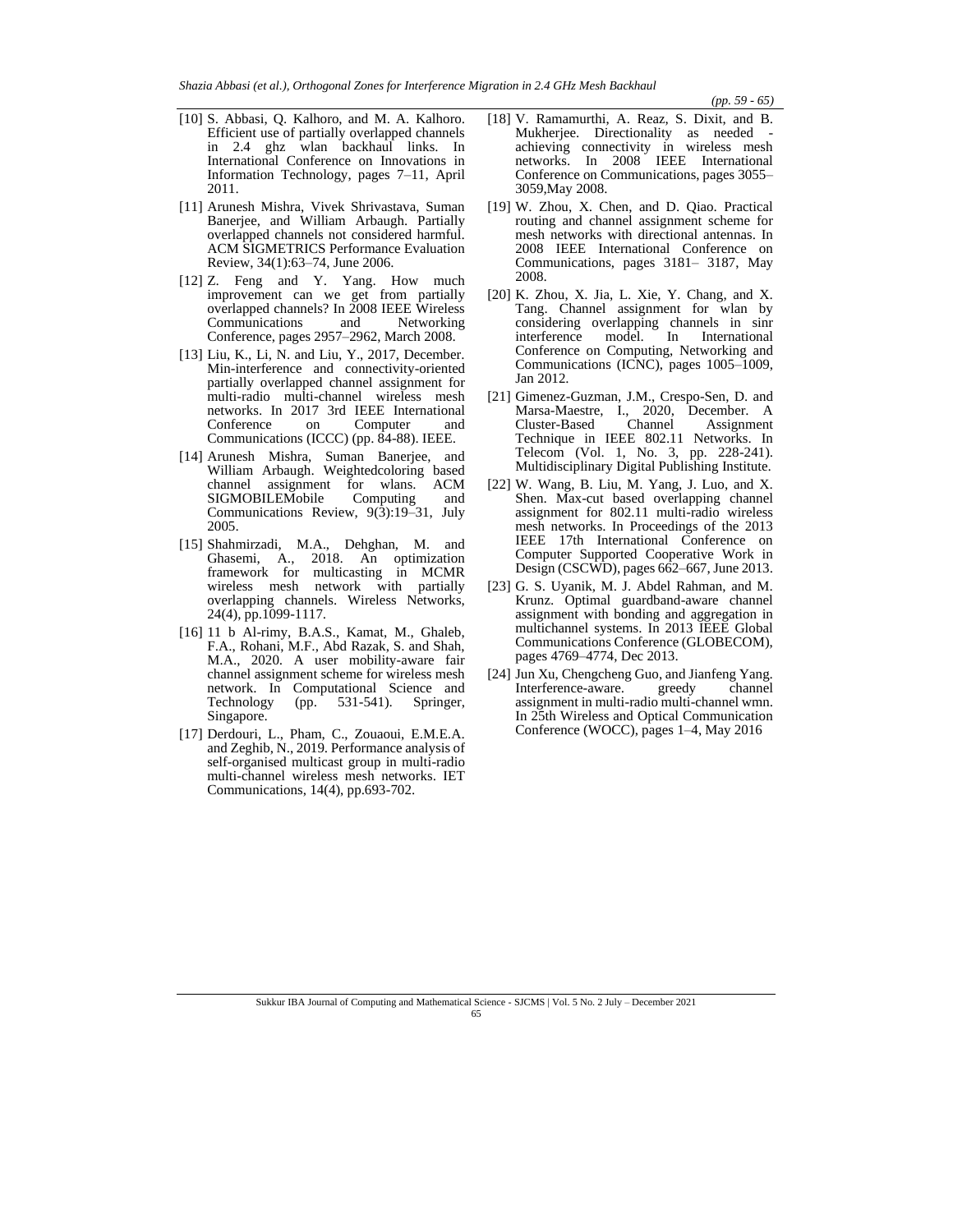[10] S. Abbasi, Q. Kalhoro, and M. A. Kalhoro. Efficient use of partially overlapped channels in 2.4 ghz wlan backhaul links. In International Conference on Innovations in Information Technology, pages 7–11, April 2011.

[11] Arunesh Mishra, Vivek Shrivastava, Suman Banerjee, and William Arbaugh. Partially overlapped channels not considered harmful. ACM SIGMETRICS Performance Evaluation Review, 34(1):63–74, June 2006.

[12] Z. Feng and Y. Yang. How much improvement can we get from partially overlapped channels? In 2008 IEEE Wireless Communications and Networking Conference, pages 2957–2962, March 2008.

[13] Liu, K., Li, N. and Liu, Y., 2017, December. Min-interference and connectivity-oriented partially overlapped channel assignment for multi-radio multi-channel wireless mesh networks. In 2017 3rd IEEE International Conference on Computer and Communications (ICCC) (pp. 84-88). IEEE.

[14] Arunesh Mishra, Suman Banerjee, and William Arbaugh. Weightedcoloring based channel assignment for wlans. ACM SIGMOBILEMobile Computing and Communications Review, 9(3):19–31, July 2005.

[15] Shahmirzadi, M.A., Dehghan, M. and Ghasemi, A., 2018. An optimization framework for multicasting in MCMR wireless mesh network with partially overlapping channels. Wireless Networks, 24(4), pp.1099-1117.

[16] 11 b Al-rimy, B.A.S., Kamat, M., Ghaleb, F.A., Rohani, M.F., Abd Razak, S. and Shah, M.A., 2020. A user mobility-aware fair channel assignment scheme for wireless mesh network. In Computational Science and Technology (pp. 531-541). Springer, Singapore.

[17] Derdouri, L., Pham, C., Zouaoui, E.M.E.A. and Zeghib, N., 2019. Performance analysis of self-organised multicast group in multi-radio multi-channel wireless mesh networks. IET Communications, 14(4), pp.693-702.

[18] V. Ramamurthi, A. Reaz, S. Dixit, and B. Mukherjee. Directionality as needed - achieving connectivity in wireless mesh networks. In 2008 IEEE International Conference on Communications, pages 3055–3059,May 2008.

[19] W. Zhou, X. Chen, and D. Qiao. Practical routing and channel assignment scheme for mesh networks with directional antennas. In 2008 IEEE International Conference on Communications, pages 3181– 3187, May 2008.

[20] K. Zhou, X. Jia, L. Xie, Y. Chang, and X. Tang. Channel assignment for wlan by considering overlapping channels in sinr interference model. In International Conference on Computing, Networking and Communications (ICNC), pages 1005–1009, Jan 2012.

[21] Gimenez-Guzman, J.M., Crespo-Sen, D. and Marsa-Maestre, I., 2020, December. A Cluster-Based Channel Assignment Technique in IEEE 802.11 Networks. In Telecom (Vol. 1, No. 3, pp. 228-241). Multidisciplinary Digital Publishing Institute.

[22] W. Wang, B. Liu, M. Yang, J. Luo, and X. Shen. Max-cut based overlapping channel assignment for 802.11 multi-radio wireless mesh networks. In Proceedings of the 2013 IEEE 17th International Conference on Computer Supported Cooperative Work in Design (CSCWD), pages 662–667, June 2013.

[23] G. S. Uyanik, M. J. Abdel Rahman, and M. Krunz. Optimal guardband-aware channel assignment with bonding and aggregation in multichannel systems. In 2013 IEEE Global Communications Conference (GLOBECOM), pages 4769–4774, Dec 2013.

[24] Jun Xu, Chengcheng Guo, and Jianfeng Yang. Interference-aware. greedy channel assignment in multi-radio multi-channel wmn. In 25th Wireless and Optical Communication Conference (WOCC), pages 1–4, May 2016